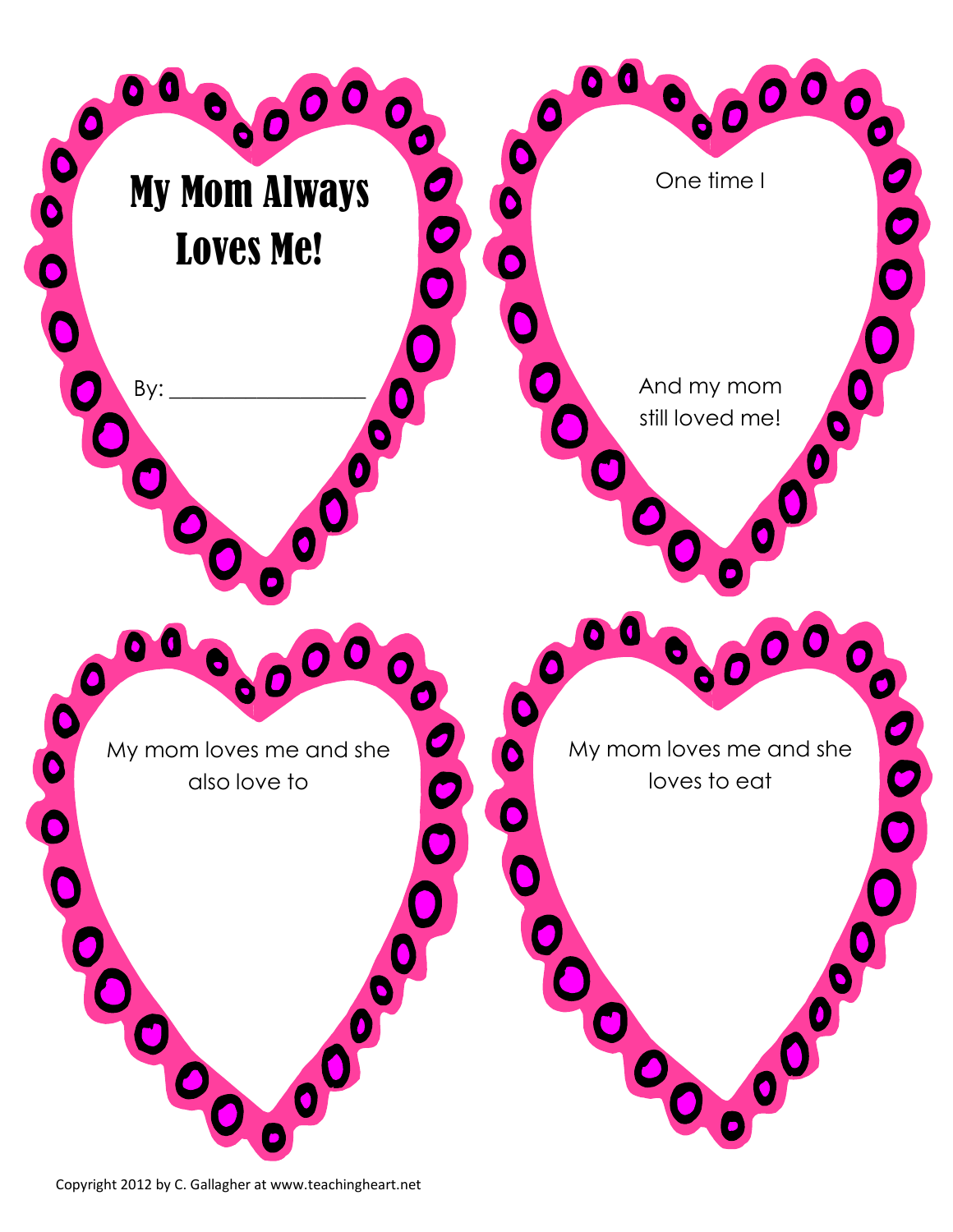# My Mom Always Loves Me!

By: ___________________

One time I

And my mom still loved me!

My mom loves me and she also love to

My mom loves me and she loves to eat

Copyright 2012 by C. Gallagher at www.teachingheart.net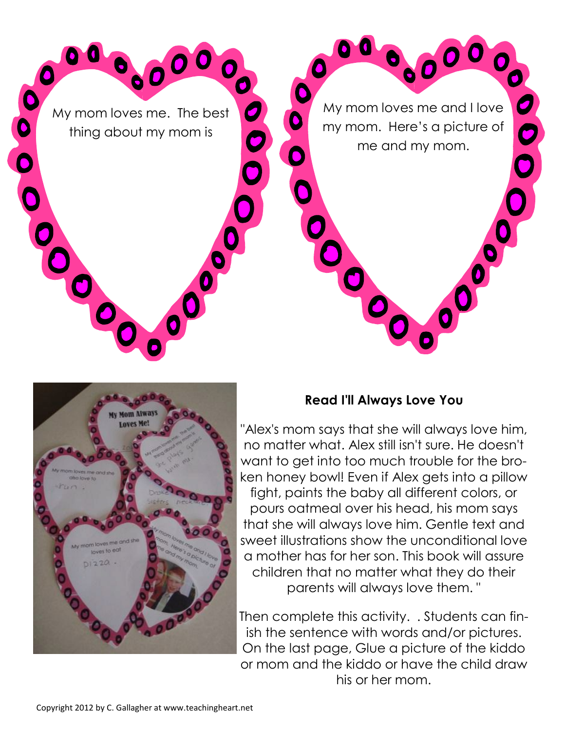My mom loves me. The best thing about my mom is

My mom loves me and I love my mom. Here's a picture of me and my mom.

**Read I'll Always Love You**

"Alex's mom says that she will always love him, no matter what. Alex still isn't sure. He doesn't want to get into too much trouble for the broken honey bowl! Even if Alex gets into a pillow fight, paints the baby all different colors, or pours oatmeal over his head, his mom says that she will always love him. Gentle text and sweet illustrations show the unconditional love a mother has for her son. This book will assure children that no matter what they do their parents will always love them. "

Then complete this activity. . Students can finish the sentence with words and/or pictures. On the last page, Glue a picture of the kiddo or mom and the kiddo or have the child draw his or her mom.

Copyright 2012 by C. Gallagher at www.teachingheart.net